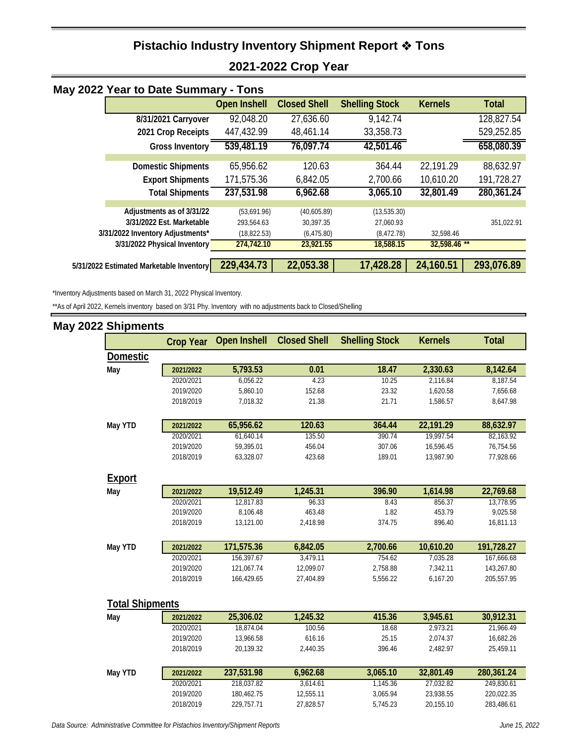# Pistachio Industry Inventory Shipment Report ❖ Tons

## 2021-2022 Crop Year

### May 2022 Year to Date Summary - Tons

| | Open Inshell | Closed Shell | Shelling Stock | Kernels | Total |
|---|---|---|---|---|---|
| 8/31/2021 Carryover | 92,048.20 | 27,636.60 | 9,142.74 | | 128,827.54 |
| 2021 Crop Receipts | 447,432.99 | 48,461.14 | 33,358.73 | | 529,252.85 |
| **Gross Inventory** | **539,481.19** | **76,097.74** | **42,501.46** | | **658,080.39** |
| Domestic Shipments | 65,956.62 | 120.63 | 364.44 | 22,191.29 | 88,632.97 |
| Export Shipments | 171,575.36 | 6,842.05 | 2,700.66 | 10,610.20 | 191,728.27 |
| **Total Shipments** | **237,531.98** | **6,962.68** | **3,065.10** | **32,801.49** | **280,361.24** |
| Adjustments as of 3/31/22 | (53,691.96) | (40,605.89) | (13,535.30) | | |
| 3/31/2022 Est. Marketable | 293,564.63 | 30,397.35 | 27,060.93 | | 351,022.91 |
| 3/31/2022 Inventory Adjustments* | (18,822.53) | (6,475.80) | (8,472.78) | 32,598.46 | |
| **3/31/2022 Physical Inventory** | **274,742.10** | **23,921.55** | **18,588.15** | **32,598.46 \*\*** | |
| **5/31/2022 Estimated Marketable Inventory** | **229,434.73** | **22,053.38** | **17,428.28** | **24,160.51** | **293,076.89** |

*Inventory Adjustments based on March 31, 2022 Physical Inventory.

**As of April 2022, Kernels inventory based on 3/31 Phy. Inventory with no adjustments back to Closed/Shelling

### May 2022 Shipments

| | Crop Year | Open Inshell | Closed Shell | Shelling Stock | Kernels | Total |
|---|---|---|---|---|---|---|
| **Domestic** | | | | | | |
| May | **2021/2022** | **5,793.53** | **0.01** | **18.47** | **2,330.63** | **8,142.64** |
| | 2020/2021 | 6,056.22 | 4.23 | 10.25 | 2,116.84 | 8,187.54 |
| | 2019/2020 | 5,860.10 | 152.68 | 23.32 | 1,620.58 | 7,656.68 |
| | 2018/2019 | 7,018.32 | 21.38 | 21.71 | 1,586.57 | 8,647.98 |
| May YTD | **2021/2022** | **65,956.62** | **120.63** | **364.44** | **22,191.29** | **88,632.97** |
| | 2020/2021 | 61,640.14 | 135.50 | 390.74 | 19,997.54 | 82,163.92 |
| | 2019/2020 | 59,395.01 | 456.04 | 307.06 | 16,596.45 | 76,754.56 |
| | 2018/2019 | 63,328.07 | 423.68 | 189.01 | 13,987.90 | 77,928.66 |
| **Export** | | | | | | |
| May | **2021/2022** | **19,512.49** | **1,245.31** | **396.90** | **1,614.98** | **22,769.68** |
| | 2020/2021 | 12,817.83 | 96.33 | 8.43 | 856.37 | 13,778.95 |
| | 2019/2020 | 8,106.48 | 463.48 | 1.82 | 453.79 | 9,025.58 |
| | 2018/2019 | 13,121.00 | 2,418.98 | 374.75 | 896.40 | 16,811.13 |
| May YTD | **2021/2022** | **171,575.36** | **6,842.05** | **2,700.66** | **10,610.20** | **191,728.27** |
| | 2020/2021 | 156,397.67 | 3,479.11 | 754.62 | 7,035.28 | 167,666.68 |
| | 2019/2020 | 121,067.74 | 12,099.07 | 2,758.88 | 7,342.11 | 143,267.80 |
| | 2018/2019 | 166,429.65 | 27,404.89 | 5,556.22 | 6,167.20 | 205,557.95 |
| **Total Shipments** | | | | | | |
| May | **2021/2022** | **25,306.02** | **1,245.32** | **415.36** | **3,945.61** | **30,912.31** |
| | 2020/2021 | 18,874.04 | 100.56 | 18.68 | 2,973.21 | 21,966.49 |
| | 2019/2020 | 13,966.58 | 616.16 | 25.15 | 2,074.37 | 16,682.26 |
| | 2018/2019 | 20,139.32 | 2,440.35 | 396.46 | 2,482.97 | 25,459.11 |
| May YTD | **2021/2022** | **237,531.98** | **6,962.68** | **3,065.10** | **32,801.49** | **280,361.24** |
| | 2020/2021 | 218,037.82 | 3,614.61 | 1,145.36 | 27,032.82 | 249,830.61 |
| | 2019/2020 | 180,462.75 | 12,555.11 | 3,065.94 | 23,938.55 | 220,022.35 |
| | 2018/2019 | 229,757.71 | 27,828.57 | 5,745.23 | 20,155.10 | 283,486.61 |

*Data Source: Administrative Committee for Pistachios Inventory/Shipment Reports*

*June 15, 2022*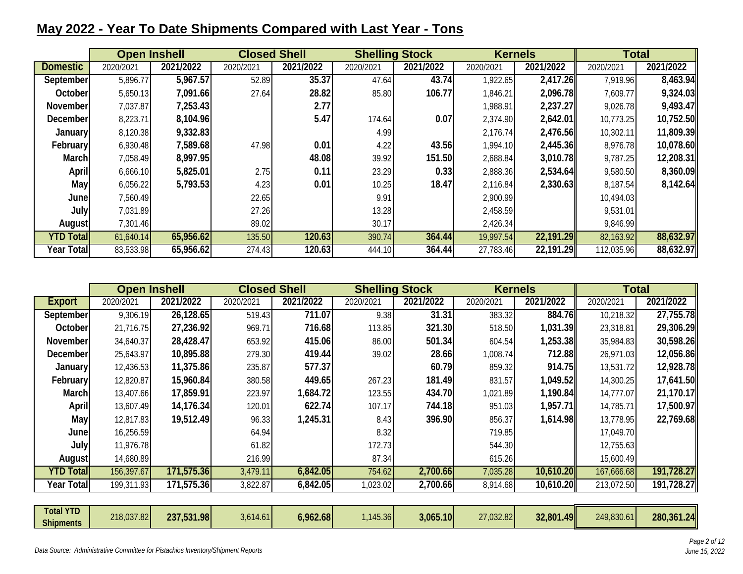# May 2022 - Year To Date Shipments Compared with Last Year - Tons

| | Open Inshell | | Closed Shell | | Shelling Stock | | Kernels | | Total | |
|---|---|---|---|---|---|---|---|---|---|---|
| **Domestic** | 2020/2021 | 2021/2022 | 2020/2021 | 2021/2022 | 2020/2021 | 2021/2022 | 2020/2021 | 2021/2022 | 2020/2021 | 2021/2022 |
| September | 5,896.77 | **5,967.57** | 52.89 | **35.37** | 47.64 | **43.74** | 1,922.65 | **2,417.26** | 7,919.96 | **8,463.94** |
| October | 5,650.13 | **7,091.66** | 27.64 | **28.82** | 85.80 | **106.77** | 1,846.21 | **2,096.78** | 7,609.77 | **9,324.03** |
| November | 7,037.87 | **7,253.43** | | **2.77** | | | 1,988.91 | **2,237.27** | 9,026.78 | **9,493.47** |
| December | 8,223.71 | **8,104.96** | | **5.47** | 174.64 | **0.07** | 2,374.90 | **2,642.01** | 10,773.25 | **10,752.50** |
| January | 8,120.38 | **9,332.83** | | | 4.99 | | 2,176.74 | **2,476.56** | 10,302.11 | **11,809.39** |
| February | 6,930.48 | **7,589.68** | 47.98 | **0.01** | 4.22 | **43.56** | 1,994.10 | **2,445.36** | 8,976.78 | **10,078.60** |
| March | 7,058.49 | **8,997.95** | | **48.08** | 39.92 | **151.50** | 2,688.84 | **3,010.78** | 9,787.25 | **12,208.31** |
| April | 6,666.10 | **5,825.01** | 2.75 | **0.11** | 23.29 | **0.33** | 2,888.36 | **2,534.64** | 9,580.50 | **8,360.09** |
| May | 6,056.22 | **5,793.53** | 4.23 | **0.01** | 10.25 | **18.47** | 2,116.84 | **2,330.63** | 8,187.54 | **8,142.64** |
| June | 7,560.49 | | 22.65 | | 9.91 | | 2,900.99 | | 10,494.03 | |
| July | 7,031.89 | | 27.26 | | 13.28 | | 2,458.59 | | 9,531.01 | |
| August | 7,301.46 | | 89.02 | | 30.17 | | 2,426.34 | | 9,846.99 | |
| **YTD Total** | 61,640.14 | **65,956.62** | 135.50 | **120.63** | 390.74 | **364.44** | 19,997.54 | **22,191.29** | 82,163.92 | **88,632.97** |
| **Year Total** | 83,533.98 | **65,956.62** | 274.43 | **120.63** | 444.10 | **364.44** | 27,783.46 | **22,191.29** | 112,035.96 | **88,632.97** |

| | Open Inshell | | Closed Shell | | Shelling Stock | | Kernels | | Total | |
|---|---|---|---|---|---|---|---|---|---|---|
| **Export** | 2020/2021 | 2021/2022 | 2020/2021 | 2021/2022 | 2020/2021 | 2021/2022 | 2020/2021 | 2021/2022 | 2020/2021 | 2021/2022 |
| September | 9,306.19 | **26,128.65** | 519.43 | **711.07** | 9.38 | **31.31** | 383.32 | **884.76** | 10,218.32 | **27,755.78** |
| October | 21,716.75 | **27,236.92** | 969.71 | **716.68** | 113.85 | **321.30** | 518.50 | **1,031.39** | 23,318.81 | **29,306.29** |
| November | 34,640.37 | **28,428.47** | 653.92 | **415.06** | 86.00 | **501.34** | 604.54 | **1,253.38** | 35,984.83 | **30,598.26** |
| December | 25,643.97 | **10,895.88** | 279.30 | **419.44** | 39.02 | **28.66** | 1,008.74 | **712.88** | 26,971.03 | **12,056.86** |
| January | 12,436.53 | **11,375.86** | 235.87 | **577.37** | | **60.79** | 859.32 | **914.75** | 13,531.72 | **12,928.78** |
| February | 12,820.87 | **15,960.84** | 380.58 | **449.65** | 267.23 | **181.49** | 831.57 | **1,049.52** | 14,300.25 | **17,641.50** |
| March | 13,407.66 | **17,859.91** | 223.97 | **1,684.72** | 123.55 | **434.70** | 1,021.89 | **1,190.84** | 14,777.07 | **21,170.17** |
| April | 13,607.49 | **14,176.34** | 120.01 | **622.74** | 107.17 | **744.18** | 951.03 | **1,957.71** | 14,785.71 | **17,500.97** |
| May | 12,817.83 | **19,512.49** | 96.33 | **1,245.31** | 8.43 | **396.90** | 856.37 | **1,614.98** | 13,778.95 | **22,769.68** |
| June | 16,256.59 | | 64.94 | | 8.32 | | 719.85 | | 17,049.70 | |
| July | 11,976.78 | | 61.82 | | 172.73 | | 544.30 | | 12,755.63 | |
| August | 14,680.89 | | 216.99 | | 87.34 | | 615.26 | | 15,600.49 | |
| **YTD Total** | 156,397.67 | **171,575.36** | 3,479.11 | **6,842.05** | 754.62 | **2,700.66** | 7,035.28 | **10,610.20** | 167,666.68 | **191,728.27** |
| **Year Total** | 199,311.93 | **171,575.36** | 3,822.87 | **6,842.05** | 1,023.02 | **2,700.66** | 8,914.68 | **10,610.20** | 213,072.50 | **191,728.27** |

| | | | | | | | | | | |
|---|---|---|---|---|---|---|---|---|---|---|
| **Total YTD Shipments** | 218,037.82 | **237,531.98** | 3,614.61 | **6,962.68** | 1,145.36 | **3,065.10** | 27,032.82 | **32,801.49** | 249,830.61 | **280,361.24** |

*Data Source: Administrative Committee for Pistachios Inventory/Shipment Reports*

*June 15, 2022*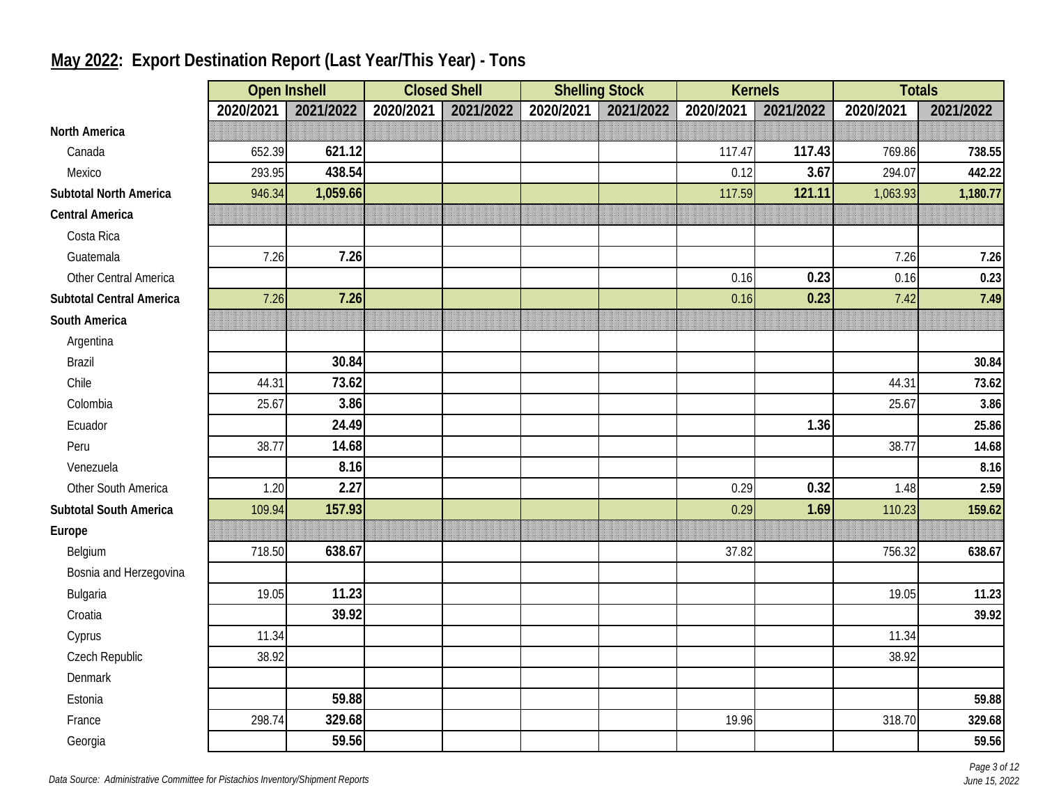## May 2022: Export Destination Report (Last Year/This Year) - Tons

| | Open Inshell | | Closed Shell | | Shelling Stock | | Kernels | | Totals | |
|---|---|---|---|---|---|---|---|---|---|---|
| | 2020/2021 | 2021/2022 | 2020/2021 | 2021/2022 | 2020/2021 | 2021/2022 | 2020/2021 | 2021/2022 | 2020/2021 | 2021/2022 |
| **North America** | | | | | | | | | | |
| Canada | 652.39 | **621.12** | | | | | 117.47 | **117.43** | 769.86 | **738.55** |
| Mexico | 293.95 | **438.54** | | | | | 0.12 | **3.67** | 294.07 | **442.22** |
| **Subtotal North America** | 946.34 | **1,059.66** | | | | | 117.59 | **121.11** | 1,063.93 | **1,180.77** |
| **Central America** | | | | | | | | | | |
| Costa Rica | | | | | | | | | | |
| Guatemala | 7.26 | **7.26** | | | | | | | 7.26 | **7.26** |
| Other Central America | | | | | | | 0.16 | **0.23** | 0.16 | **0.23** |
| **Subtotal Central America** | 7.26 | **7.26** | | | | | 0.16 | **0.23** | 7.42 | **7.49** |
| **South America** | | | | | | | | | | |
| Argentina | | | | | | | | | | |
| Brazil | | **30.84** | | | | | | | | **30.84** |
| Chile | 44.31 | **73.62** | | | | | | | 44.31 | **73.62** |
| Colombia | 25.67 | **3.86** | | | | | | | 25.67 | **3.86** |
| Ecuador | | **24.49** | | | | | | **1.36** | | **25.86** |
| Peru | 38.77 | **14.68** | | | | | | | 38.77 | **14.68** |
| Venezuela | | **8.16** | | | | | | | | **8.16** |
| Other South America | 1.20 | **2.27** | | | | | 0.29 | **0.32** | 1.48 | **2.59** |
| **Subtotal South America** | 109.94 | **157.93** | | | | | 0.29 | **1.69** | 110.23 | **159.62** |
| **Europe** | | | | | | | | | | |
| Belgium | 718.50 | **638.67** | | | | | 37.82 | | 756.32 | **638.67** |
| Bosnia and Herzegovina | | | | | | | | | | |
| Bulgaria | 19.05 | **11.23** | | | | | | | 19.05 | **11.23** |
| Croatia | | **39.92** | | | | | | | | **39.92** |
| Cyprus | 11.34 | | | | | | | | 11.34 | |
| Czech Republic | 38.92 | | | | | | | | 38.92 | |
| Denmark | | | | | | | | | | |
| Estonia | | **59.88** | | | | | | | | **59.88** |
| France | 298.74 | **329.68** | | | | | 19.96 | | 318.70 | **329.68** |
| Georgia | | **59.56** | | | | | | | | **59.56** |

*Data Source: Administrative Committee for Pistachios Inventory/Shipment Reports*

*June 15, 2022*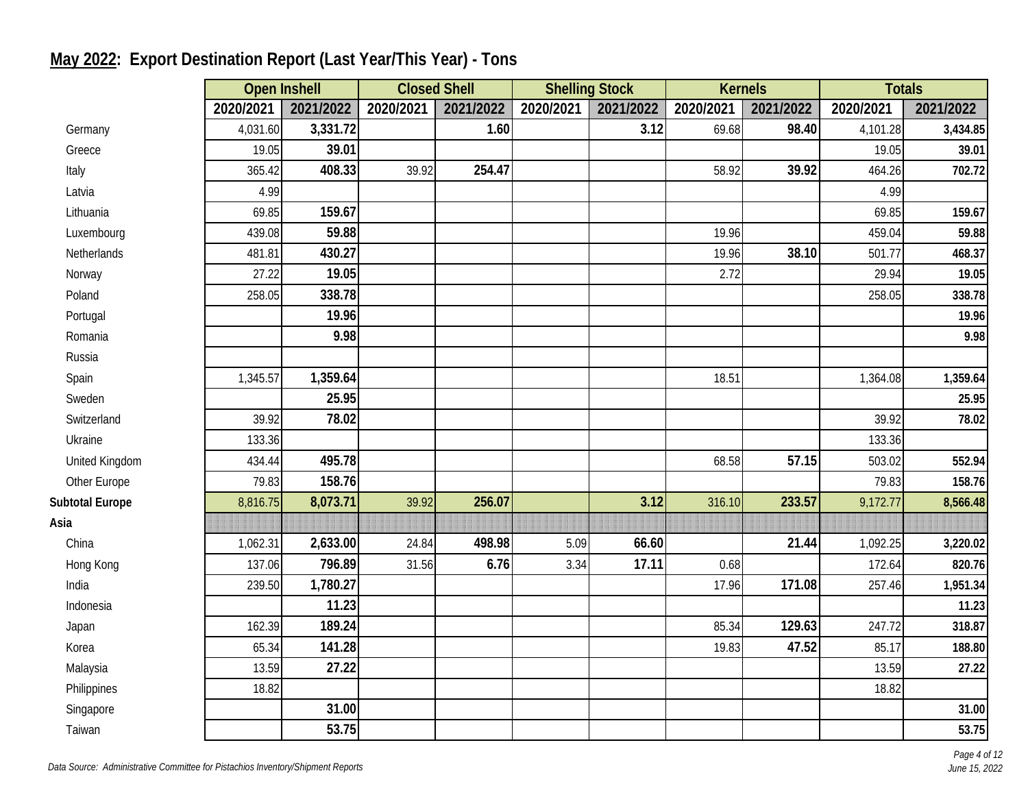## May 2022: Export Destination Report (Last Year/This Year) - Tons

| | Open Inshell | | Closed Shell | | Shelling Stock | | Kernels | | Totals | |
|---|---|---|---|---|---|---|---|---|---|---|
| | 2020/2021 | 2021/2022 | 2020/2021 | 2021/2022 | 2020/2021 | 2021/2022 | 2020/2021 | 2021/2022 | 2020/2021 | 2021/2022 |
| Germany | 4,031.60 | **3,331.72** | | **1.60** | | **3.12** | 69.68 | **98.40** | 4,101.28 | **3,434.85** |
| Greece | 19.05 | **39.01** | | | | | | | 19.05 | **39.01** |
| Italy | 365.42 | **408.33** | 39.92 | **254.47** | | | 58.92 | **39.92** | 464.26 | **702.72** |
| Latvia | 4.99 | | | | | | | | 4.99 | |
| Lithuania | 69.85 | **159.67** | | | | | | | 69.85 | **159.67** |
| Luxembourg | 439.08 | **59.88** | | | | | 19.96 | | 459.04 | **59.88** |
| Netherlands | 481.81 | **430.27** | | | | | 19.96 | **38.10** | 501.77 | **468.37** |
| Norway | 27.22 | **19.05** | | | | | 2.72 | | 29.94 | **19.05** |
| Poland | 258.05 | **338.78** | | | | | | | 258.05 | **338.78** |
| Portugal | | **19.96** | | | | | | | | **19.96** |
| Romania | | **9.98** | | | | | | | | **9.98** |
| Russia | | | | | | | | | | |
| Spain | 1,345.57 | **1,359.64** | | | | | 18.51 | | 1,364.08 | **1,359.64** |
| Sweden | | **25.95** | | | | | | | | **25.95** |
| Switzerland | 39.92 | **78.02** | | | | | | | 39.92 | **78.02** |
| Ukraine | 133.36 | | | | | | | | 133.36 | |
| United Kingdom | 434.44 | **495.78** | | | | | 68.58 | **57.15** | 503.02 | **552.94** |
| Other Europe | 79.83 | **158.76** | | | | | | | 79.83 | **158.76** |
| **Subtotal Europe** | 8,816.75 | **8,073.71** | 39.92 | **256.07** | | **3.12** | 316.10 | **233.57** | 9,172.77 | **8,566.48** |
| **Asia** | | | | | | | | | | |
| China | 1,062.31 | **2,633.00** | 24.84 | **498.98** | 5.09 | **66.60** | | **21.44** | 1,092.25 | **3,220.02** |
| Hong Kong | 137.06 | **796.89** | 31.56 | **6.76** | 3.34 | **17.11** | 0.68 | | 172.64 | **820.76** |
| India | 239.50 | **1,780.27** | | | | | 17.96 | **171.08** | 257.46 | **1,951.34** |
| Indonesia | | **11.23** | | | | | | | | **11.23** |
| Japan | 162.39 | **189.24** | | | | | 85.34 | **129.63** | 247.72 | **318.87** |
| Korea | 65.34 | **141.28** | | | | | 19.83 | **47.52** | 85.17 | **188.80** |
| Malaysia | 13.59 | **27.22** | | | | | | | 13.59 | **27.22** |
| Philippines | 18.82 | | | | | | | | 18.82 | |
| Singapore | | **31.00** | | | | | | | | **31.00** |
| Taiwan | | **53.75** | | | | | | | | **53.75** |

*Data Source: Administrative Committee for Pistachios Inventory/Shipment Reports*

*June 15, 2022*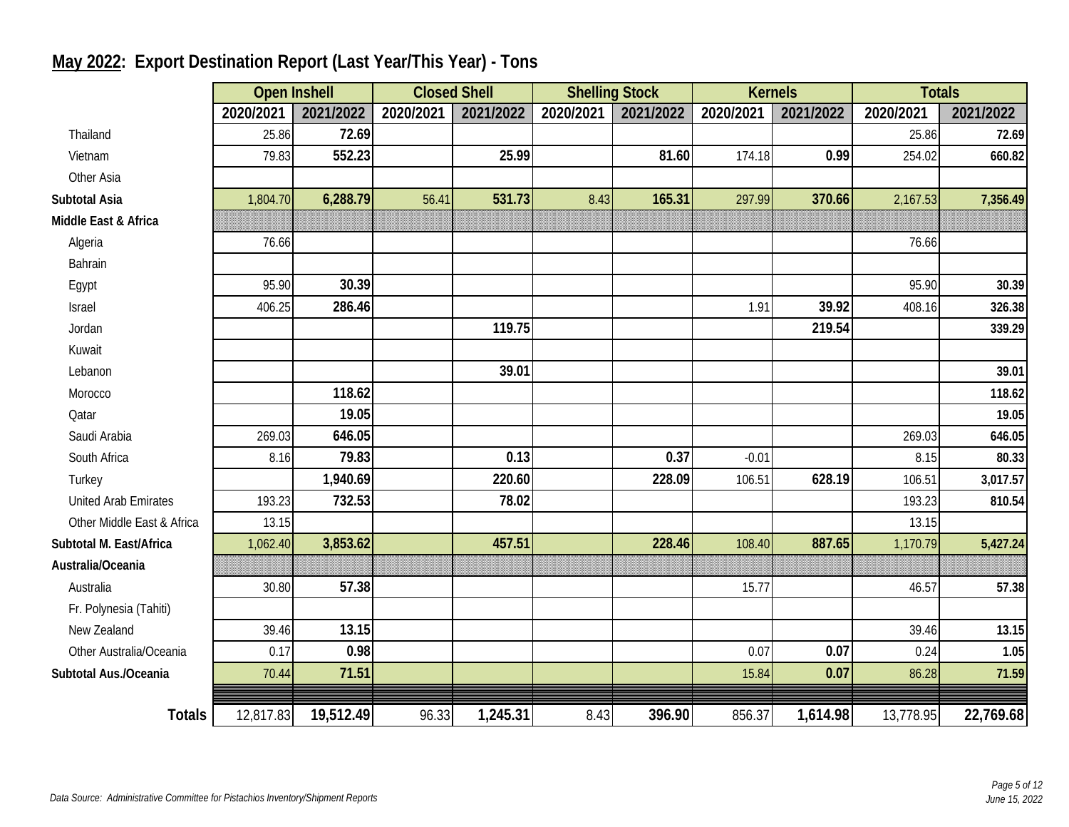## May 2022: Export Destination Report (Last Year/This Year) - Tons

| | Open Inshell | | Closed Shell | | Shelling Stock | | Kernels | | Totals | |
|---|---|---|---|---|---|---|---|---|---|---|
| | 2020/2021 | 2021/2022 | 2020/2021 | 2021/2022 | 2020/2021 | 2021/2022 | 2020/2021 | 2021/2022 | 2020/2021 | 2021/2022 |
| Thailand | 25.86 | **72.69** | | | | | | | 25.86 | **72.69** |
| Vietnam | 79.83 | **552.23** | | **25.99** | | **81.60** | 174.18 | **0.99** | 254.02 | **660.82** |
| Other Asia | | | | | | | | | | |
| **Subtotal Asia** | 1,804.70 | **6,288.79** | 56.41 | **531.73** | 8.43 | **165.31** | 297.99 | **370.66** | 2,167.53 | **7,356.49** |
| **Middle East & Africa** | | | | | | | | | | |
| Algeria | 76.66 | | | | | | | | 76.66 | |
| Bahrain | | | | | | | | | | |
| Egypt | 95.90 | **30.39** | | | | | | | 95.90 | **30.39** |
| Israel | 406.25 | **286.46** | | | | | 1.91 | **39.92** | 408.16 | **326.38** |
| Jordan | | | | **119.75** | | | | **219.54** | | **339.29** |
| Kuwait | | | | | | | | | | |
| Lebanon | | | | **39.01** | | | | | | **39.01** |
| Morocco | | **118.62** | | | | | | | | **118.62** |
| Qatar | | **19.05** | | | | | | | | **19.05** |
| Saudi Arabia | 269.03 | **646.05** | | | | | | | 269.03 | **646.05** |
| South Africa | 8.16 | **79.83** | | **0.13** | | **0.37** | -0.01 | | 8.15 | **80.33** |
| Turkey | | **1,940.69** | | **220.60** | | **228.09** | 106.51 | **628.19** | 106.51 | **3,017.57** |
| United Arab Emirates | 193.23 | **732.53** | | **78.02** | | | | | 193.23 | **810.54** |
| Other Middle East & Africa | 13.15 | | | | | | | | 13.15 | |
| **Subtotal M. East/Africa** | 1,062.40 | **3,853.62** | | **457.51** | | **228.46** | 108.40 | **887.65** | 1,170.79 | **5,427.24** |
| **Australia/Oceania** | | | | | | | | | | |
| Australia | 30.80 | **57.38** | | | | | 15.77 | | 46.57 | **57.38** |
| Fr. Polynesia (Tahiti) | | | | | | | | | | |
| New Zealand | 39.46 | **13.15** | | | | | | | 39.46 | **13.15** |
| Other Australia/Oceania | 0.17 | **0.98** | | | | | 0.07 | **0.07** | 0.24 | **1.05** |
| **Subtotal Aus./Oceania** | 70.44 | **71.51** | | | | | 15.84 | **0.07** | 86.28 | **71.59** |
| **Totals** | 12,817.83 | **19,512.49** | 96.33 | **1,245.31** | 8.43 | **396.90** | 856.37 | **1,614.98** | 13,778.95 | **22,769.68** |

*Data Source: Administrative Committee for Pistachios Inventory/Shipment Reports*

*June 15, 2022*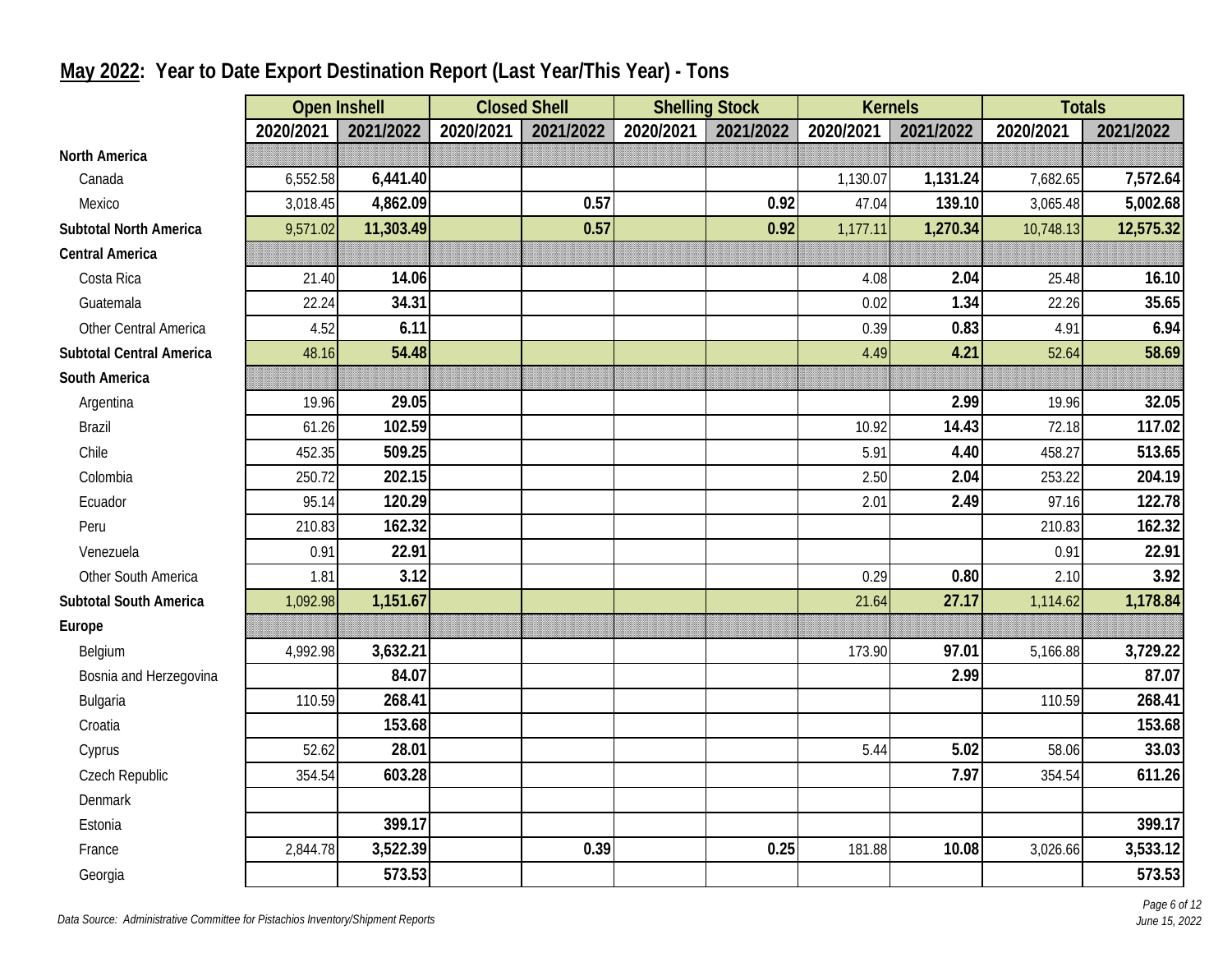## May 2022: Year to Date Export Destination Report (Last Year/This Year) - Tons

| | Open Inshell | | Closed Shell | | Shelling Stock | | Kernels | | Totals | |
|---|---|---|---|---|---|---|---|---|---|---|
| | 2020/2021 | 2021/2022 | 2020/2021 | 2021/2022 | 2020/2021 | 2021/2022 | 2020/2021 | 2021/2022 | 2020/2021 | 2021/2022 |
| **North America** | | | | | | | | | | |
| Canada | 6,552.58 | **6,441.40** | | | | | 1,130.07 | **1,131.24** | 7,682.65 | **7,572.64** |
| Mexico | 3,018.45 | **4,862.09** | | **0.57** | | **0.92** | 47.04 | **139.10** | 3,065.48 | **5,002.68** |
| **Subtotal North America** | 9,571.02 | **11,303.49** | | **0.57** | | **0.92** | 1,177.11 | **1,270.34** | 10,748.13 | **12,575.32** |
| **Central America** | | | | | | | | | | |
| Costa Rica | 21.40 | **14.06** | | | | | 4.08 | **2.04** | 25.48 | **16.10** |
| Guatemala | 22.24 | **34.31** | | | | | 0.02 | **1.34** | 22.26 | **35.65** |
| Other Central America | 4.52 | **6.11** | | | | | 0.39 | **0.83** | 4.91 | **6.94** |
| **Subtotal Central America** | 48.16 | **54.48** | | | | | 4.49 | **4.21** | 52.64 | **58.69** |
| **South America** | | | | | | | | | | |
| Argentina | 19.96 | **29.05** | | | | | | **2.99** | 19.96 | **32.05** |
| Brazil | 61.26 | **102.59** | | | | | 10.92 | **14.43** | 72.18 | **117.02** |
| Chile | 452.35 | **509.25** | | | | | 5.91 | **4.40** | 458.27 | **513.65** |
| Colombia | 250.72 | **202.15** | | | | | 2.50 | **2.04** | 253.22 | **204.19** |
| Ecuador | 95.14 | **120.29** | | | | | 2.01 | **2.49** | 97.16 | **122.78** |
| Peru | 210.83 | **162.32** | | | | | | | 210.83 | **162.32** |
| Venezuela | 0.91 | **22.91** | | | | | | | 0.91 | **22.91** |
| Other South America | 1.81 | **3.12** | | | | | 0.29 | **0.80** | 2.10 | **3.92** |
| **Subtotal South America** | 1,092.98 | **1,151.67** | | | | | 21.64 | **27.17** | 1,114.62 | **1,178.84** |
| **Europe** | | | | | | | | | | |
| Belgium | 4,992.98 | **3,632.21** | | | | | 173.90 | **97.01** | 5,166.88 | **3,729.22** |
| Bosnia and Herzegovina | | **84.07** | | | | | | **2.99** | | **87.07** |
| Bulgaria | 110.59 | **268.41** | | | | | | | 110.59 | **268.41** |
| Croatia | | **153.68** | | | | | | | | **153.68** |
| Cyprus | 52.62 | **28.01** | | | | | 5.44 | **5.02** | 58.06 | **33.03** |
| Czech Republic | 354.54 | **603.28** | | | | | | **7.97** | 354.54 | **611.26** |
| Denmark | | | | | | | | | | |
| Estonia | | **399.17** | | | | | | | | **399.17** |
| France | 2,844.78 | **3,522.39** | | **0.39** | | **0.25** | 181.88 | **10.08** | 3,026.66 | **3,533.12** |
| Georgia | | **573.53** | | | | | | | | **573.53** |

*Data Source: Administrative Committee for Pistachios Inventory/Shipment Reports*

*June 15, 2022*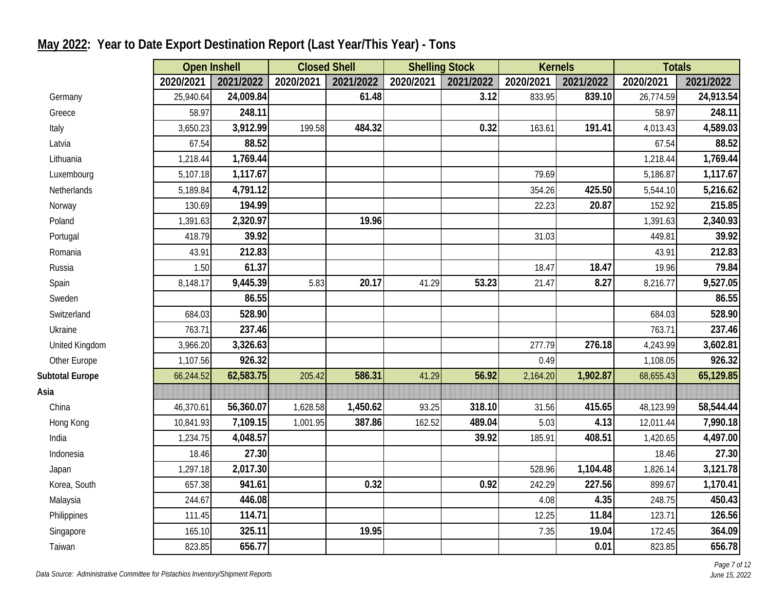## May 2022: Year to Date Export Destination Report (Last Year/This Year) - Tons

| | Open Inshell | | Closed Shell | | Shelling Stock | | Kernels | | Totals | |
|---|---|---|---|---|---|---|---|---|---|---|
| | 2020/2021 | 2021/2022 | 2020/2021 | 2021/2022 | 2020/2021 | 2021/2022 | 2020/2021 | 2021/2022 | 2020/2021 | 2021/2022 |
| Germany | 25,940.64 | **24,009.84** | | **61.48** | | **3.12** | 833.95 | **839.10** | 26,774.59 | **24,913.54** |
| Greece | 58.97 | **248.11** | | | | | | | 58.97 | **248.11** |
| Italy | 3,650.23 | **3,912.99** | 199.58 | **484.32** | | **0.32** | 163.61 | **191.41** | 4,013.43 | **4,589.03** |
| Latvia | 67.54 | **88.52** | | | | | | | 67.54 | **88.52** |
| Lithuania | 1,218.44 | **1,769.44** | | | | | | | 1,218.44 | **1,769.44** |
| Luxembourg | 5,107.18 | **1,117.67** | | | | | 79.69 | | 5,186.87 | **1,117.67** |
| Netherlands | 5,189.84 | **4,791.12** | | | | | 354.26 | **425.50** | 5,544.10 | **5,216.62** |
| Norway | 130.69 | **194.99** | | | | | 22.23 | **20.87** | 152.92 | **215.85** |
| Poland | 1,391.63 | **2,320.97** | | **19.96** | | | | | 1,391.63 | **2,340.93** |
| Portugal | 418.79 | **39.92** | | | | | 31.03 | | 449.81 | **39.92** |
| Romania | 43.91 | **212.83** | | | | | | | 43.91 | **212.83** |
| Russia | 1.50 | **61.37** | | | | | 18.47 | **18.47** | 19.96 | **79.84** |
| Spain | 8,148.17 | **9,445.39** | 5.83 | **20.17** | 41.29 | **53.23** | 21.47 | **8.27** | 8,216.77 | **9,527.05** |
| Sweden | | **86.55** | | | | | | | | **86.55** |
| Switzerland | 684.03 | **528.90** | | | | | | | 684.03 | **528.90** |
| Ukraine | 763.71 | **237.46** | | | | | | | 763.71 | **237.46** |
| United Kingdom | 3,966.20 | **3,326.63** | | | | | 277.79 | **276.18** | 4,243.99 | **3,602.81** |
| Other Europe | 1,107.56 | **926.32** | | | | | 0.49 | | 1,108.05 | **926.32** |
| **Subtotal Europe** | 66,244.52 | **62,583.75** | 205.42 | **586.31** | 41.29 | **56.92** | 2,164.20 | **1,902.87** | 68,655.43 | **65,129.85** |
| **Asia** | | | | | | | | | | |
| China | 46,370.61 | **56,360.07** | 1,628.58 | **1,450.62** | 93.25 | **318.10** | 31.56 | **415.65** | 48,123.99 | **58,544.44** |
| Hong Kong | 10,841.93 | **7,109.15** | 1,001.95 | **387.86** | 162.52 | **489.04** | 5.03 | **4.13** | 12,011.44 | **7,990.18** |
| India | 1,234.75 | **4,048.57** | | | | **39.92** | 185.91 | **408.51** | 1,420.65 | **4,497.00** |
| Indonesia | 18.46 | **27.30** | | | | | | | 18.46 | **27.30** |
| Japan | 1,297.18 | **2,017.30** | | | | | 528.96 | **1,104.48** | 1,826.14 | **3,121.78** |
| Korea, South | 657.38 | **941.61** | | **0.32** | | **0.92** | 242.29 | **227.56** | 899.67 | **1,170.41** |
| Malaysia | 244.67 | **446.08** | | | | | 4.08 | **4.35** | 248.75 | **450.43** |
| Philippines | 111.45 | **114.71** | | | | | 12.25 | **11.84** | 123.71 | **126.56** |
| Singapore | 165.10 | **325.11** | | **19.95** | | | 7.35 | **19.04** | 172.45 | **364.09** |
| Taiwan | 823.85 | **656.77** | | | | | | **0.01** | 823.85 | **656.78** |

*Data Source: Administrative Committee for Pistachios Inventory/Shipment Reports*

*June 15, 2022*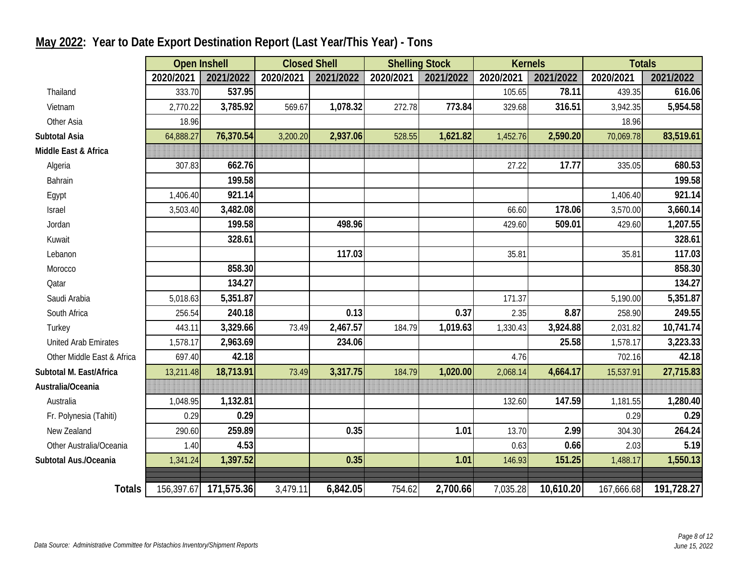## **May 2022**: Year to Date Export Destination Report (Last Year/This Year) - Tons

| | Open Inshell | | Closed Shell | | Shelling Stock | | Kernels | | Totals | |
|---|---|---|---|---|---|---|---|---|---|---|
| | 2020/2021 | 2021/2022 | 2020/2021 | 2021/2022 | 2020/2021 | 2021/2022 | 2020/2021 | 2021/2022 | 2020/2021 | 2021/2022 |
| Thailand | 333.70 | **537.95** | | | | | 105.65 | **78.11** | 439.35 | **616.06** |
| Vietnam | 2,770.22 | **3,785.92** | 569.67 | **1,078.32** | 272.78 | **773.84** | 329.68 | **316.51** | 3,942.35 | **5,954.58** |
| Other Asia | 18.96 | | | | | | | | 18.96 | |
| **Subtotal Asia** | 64,888.27 | **76,370.54** | 3,200.20 | **2,937.06** | 528.55 | **1,621.82** | 1,452.76 | **2,590.20** | 70,069.78 | **83,519.61** |
| **Middle East & Africa** | | | | | | | | | | |
| Algeria | 307.83 | **662.76** | | | | | 27.22 | **17.77** | 335.05 | **680.53** |
| Bahrain | | **199.58** | | | | | | | | **199.58** |
| Egypt | 1,406.40 | **921.14** | | | | | | | 1,406.40 | **921.14** |
| Israel | 3,503.40 | **3,482.08** | | | | | 66.60 | **178.06** | 3,570.00 | **3,660.14** |
| Jordan | | **199.58** | | **498.96** | | | 429.60 | **509.01** | 429.60 | **1,207.55** |
| Kuwait | | **328.61** | | | | | | | | **328.61** |
| Lebanon | | | | **117.03** | | | 35.81 | | 35.81 | **117.03** |
| Morocco | | **858.30** | | | | | | | | **858.30** |
| Qatar | | **134.27** | | | | | | | | **134.27** |
| Saudi Arabia | 5,018.63 | **5,351.87** | | | | | 171.37 | | 5,190.00 | **5,351.87** |
| South Africa | 256.54 | **240.18** | | **0.13** | | **0.37** | 2.35 | **8.87** | 258.90 | **249.55** |
| Turkey | 443.11 | **3,329.66** | 73.49 | **2,467.57** | 184.79 | **1,019.63** | 1,330.43 | **3,924.88** | 2,031.82 | **10,741.74** |
| United Arab Emirates | 1,578.17 | **2,963.69** | | **234.06** | | | | **25.58** | 1,578.17 | **3,223.33** |
| Other Middle East & Africa | 697.40 | **42.18** | | | | | 4.76 | | 702.16 | **42.18** |
| **Subtotal M. East/Africa** | 13,211.48 | **18,713.91** | 73.49 | **3,317.75** | 184.79 | **1,020.00** | 2,068.14 | **4,664.17** | 15,537.91 | **27,715.83** |
| **Australia/Oceania** | | | | | | | | | | |
| Australia | 1,048.95 | **1,132.81** | | | | | 132.60 | **147.59** | 1,181.55 | **1,280.40** |
| Fr. Polynesia (Tahiti) | 0.29 | **0.29** | | | | | | | 0.29 | **0.29** |
| New Zealand | 290.60 | **259.89** | | **0.35** | | **1.01** | 13.70 | **2.99** | 304.30 | **264.24** |
| Other Australia/Oceania | 1.40 | **4.53** | | | | | 0.63 | **0.66** | 2.03 | **5.19** |
| **Subtotal Aus./Oceania** | 1,341.24 | **1,397.52** | | **0.35** | | **1.01** | 146.93 | **151.25** | 1,488.17 | **1,550.13** |
| **Totals** | 156,397.67 | **171,575.36** | 3,479.11 | **6,842.05** | 754.62 | **2,700.66** | 7,035.28 | **10,610.20** | 167,666.68 | **191,728.27** |

*Data Source: Administrative Committee for Pistachios Inventory/Shipment Reports*

*June 15, 2022*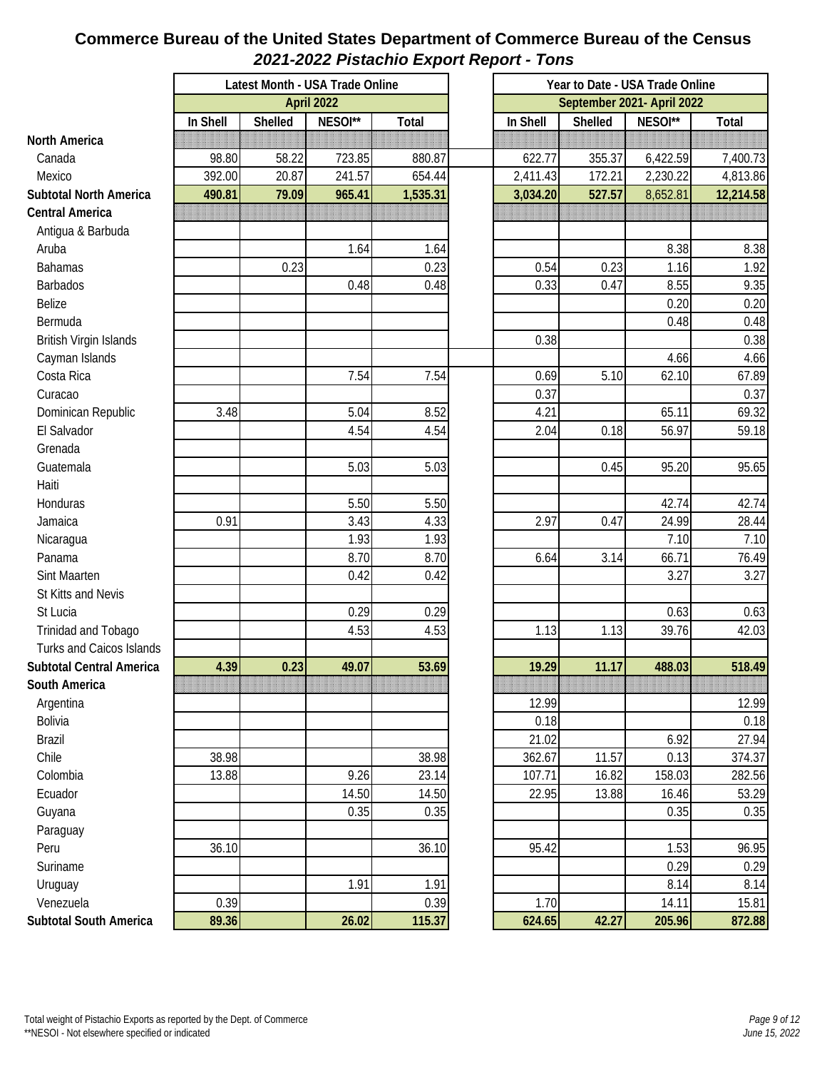# Commerce Bureau of the United States Department of Commerce Bureau of the Census

## *2021-2022 Pistachio Export Report - Tons*

| | Latest Month - USA Trade Online | | | | | Year to Date - USA Trade Online | | | |
|---|---|---|---|---|---|---|---|---|---|
| | April 2022 | | | | | September 2021- April 2022 | | | |
| | In Shell | Shelled | NESOI** | Total | | In Shell | Shelled | NESOI** | Total |
| **North America** | | | | | | | | | |
| Canada | 98.80 | 58.22 | 723.85 | 880.87 | | 622.77 | 355.37 | 6,422.59 | 7,400.73 |
| Mexico | 392.00 | 20.87 | 241.57 | 654.44 | | 2,411.43 | 172.21 | 2,230.22 | 4,813.86 |
| **Subtotal North America** | **490.81** | **79.09** | **965.41** | **1,535.31** | | **3,034.20** | **527.57** | 8,652.81 | **12,214.58** |
| **Central America** | | | | | | | | | |
| Antigua & Barbuda | | | | | | | | | |
| Aruba | | | 1.64 | 1.64 | | | | 8.38 | 8.38 |
| Bahamas | | 0.23 | | 0.23 | | 0.54 | 0.23 | 1.16 | 1.92 |
| Barbados | | | 0.48 | 0.48 | | 0.33 | 0.47 | 8.55 | 9.35 |
| Belize | | | | | | | | 0.20 | 0.20 |
| Bermuda | | | | | | | | 0.48 | 0.48 |
| British Virgin Islands | | | | | | 0.38 | | | 0.38 |
| Cayman Islands | | | | | | | | 4.66 | 4.66 |
| Costa Rica | | | 7.54 | 7.54 | | 0.69 | 5.10 | 62.10 | 67.89 |
| Curacao | | | | | | 0.37 | | | 0.37 |
| Dominican Republic | 3.48 | | 5.04 | 8.52 | | 4.21 | | 65.11 | 69.32 |
| El Salvador | | | 4.54 | 4.54 | | 2.04 | 0.18 | 56.97 | 59.18 |
| Grenada | | | | | | | | | |
| Guatemala | | | 5.03 | 5.03 | | | 0.45 | 95.20 | 95.65 |
| Haiti | | | | | | | | | |
| Honduras | | | 5.50 | 5.50 | | | | 42.74 | 42.74 |
| Jamaica | 0.91 | | 3.43 | 4.33 | | 2.97 | 0.47 | 24.99 | 28.44 |
| Nicaragua | | | 1.93 | 1.93 | | | | 7.10 | 7.10 |
| Panama | | | 8.70 | 8.70 | | 6.64 | 3.14 | 66.71 | 76.49 |
| Sint Maarten | | | 0.42 | 0.42 | | | | 3.27 | 3.27 |
| St Kitts and Nevis | | | | | | | | | |
| St Lucia | | | 0.29 | 0.29 | | | | 0.63 | 0.63 |
| Trinidad and Tobago | | | 4.53 | 4.53 | | 1.13 | 1.13 | 39.76 | 42.03 |
| Turks and Caicos Islands | | | | | | | | | |
| **Subtotal Central America** | **4.39** | **0.23** | **49.07** | **53.69** | | **19.29** | **11.17** | **488.03** | **518.49** |
| **South America** | | | | | | | | | |
| Argentina | | | | | | 12.99 | | | 12.99 |
| Bolivia | | | | | | 0.18 | | | 0.18 |
| Brazil | | | | | | 21.02 | | 6.92 | 27.94 |
| Chile | 38.98 | | | 38.98 | | 362.67 | 11.57 | 0.13 | 374.37 |
| Colombia | 13.88 | | 9.26 | 23.14 | | 107.71 | 16.82 | 158.03 | 282.56 |
| Ecuador | | | 14.50 | 14.50 | | 22.95 | 13.88 | 16.46 | 53.29 |
| Guyana | | | 0.35 | 0.35 | | | | 0.35 | 0.35 |
| Paraguay | | | | | | | | | |
| Peru | 36.10 | | | 36.10 | | 95.42 | | 1.53 | 96.95 |
| Suriname | | | | | | | | 0.29 | 0.29 |
| Uruguay | | | 1.91 | 1.91 | | | | 8.14 | 8.14 |
| Venezuela | 0.39 | | | 0.39 | | 1.70 | | 14.11 | 15.81 |
| **Subtotal South America** | **89.36** | | **26.02** | **115.37** | | **624.65** | **42.27** | **205.96** | **872.88** |

Total weight of Pistachio Exports as reported by the Dept. of Commerce
**NESOI - Not elsewhere specified or indicated

*June 15, 2022*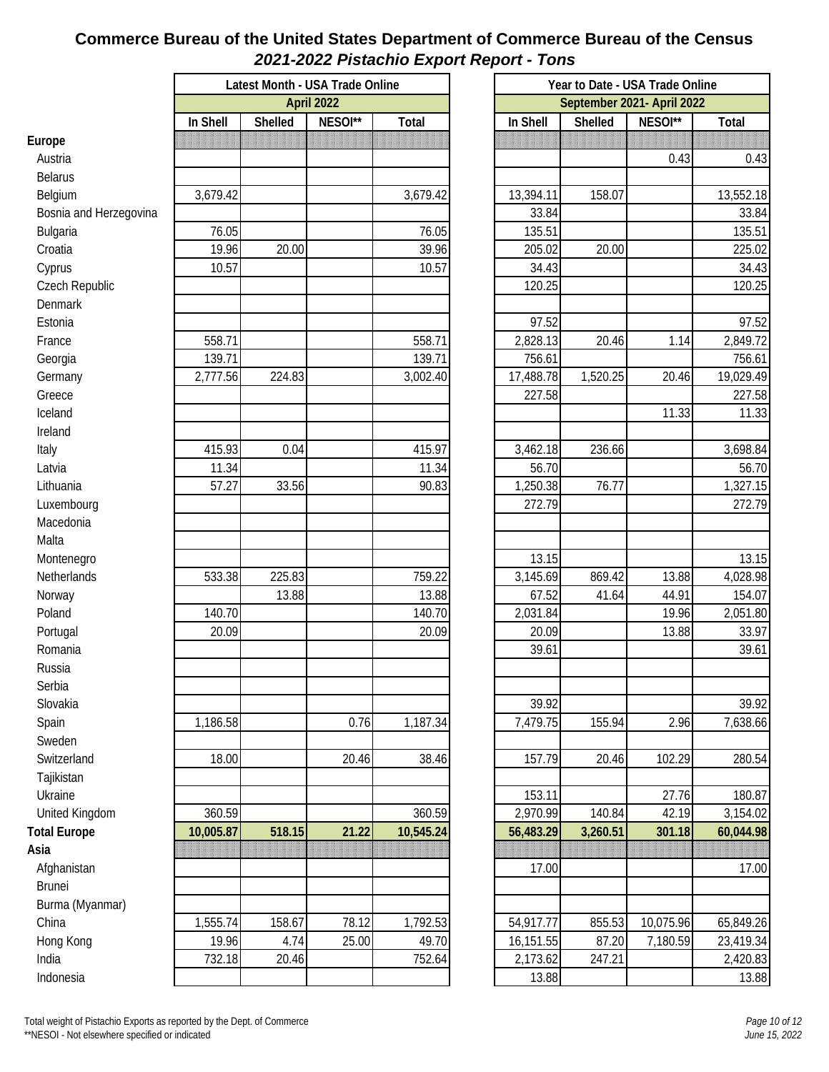# Commerce Bureau of the United States Department of Commerce Bureau of the Census

## *2021-2022 Pistachio Export Report - Tons*

| | Latest Month - USA Trade Online | | | | Year to Date - USA Trade Online | | | |
|---|---|---|---|---|---|---|---|---|
| | April 2022 | | | | September 2021- April 2022 | | | |
| | In Shell | Shelled | NESOI** | Total | In Shell | Shelled | NESOI** | Total |
| **Europe** | | | | | | | | |
| Austria | | | | | | | 0.43 | 0.43 |
| Belarus | | | | | | | | |
| Belgium | 3,679.42 | | | 3,679.42 | 13,394.11 | 158.07 | | 13,552.18 |
| Bosnia and Herzegovina | | | | | 33.84 | | | 33.84 |
| Bulgaria | 76.05 | | | 76.05 | 135.51 | | | 135.51 |
| Croatia | 19.96 | 20.00 | | 39.96 | 205.02 | 20.00 | | 225.02 |
| Cyprus | 10.57 | | | 10.57 | 34.43 | | | 34.43 |
| Czech Republic | | | | | 120.25 | | | 120.25 |
| Denmark | | | | | | | | |
| Estonia | | | | | 97.52 | | | 97.52 |
| France | 558.71 | | | 558.71 | 2,828.13 | 20.46 | 1.14 | 2,849.72 |
| Georgia | 139.71 | | | 139.71 | 756.61 | | | 756.61 |
| Germany | 2,777.56 | 224.83 | | 3,002.40 | 17,488.78 | 1,520.25 | 20.46 | 19,029.49 |
| Greece | | | | | 227.58 | | | 227.58 |
| Iceland | | | | | | | 11.33 | 11.33 |
| Ireland | | | | | | | | |
| Italy | 415.93 | 0.04 | | 415.97 | 3,462.18 | 236.66 | | 3,698.84 |
| Latvia | 11.34 | | | 11.34 | 56.70 | | | 56.70 |
| Lithuania | 57.27 | 33.56 | | 90.83 | 1,250.38 | 76.77 | | 1,327.15 |
| Luxembourg | | | | | 272.79 | | | 272.79 |
| Macedonia | | | | | | | | |
| Malta | | | | | | | | |
| Montenegro | | | | | 13.15 | | | 13.15 |
| Netherlands | 533.38 | 225.83 | | 759.22 | 3,145.69 | 869.42 | 13.88 | 4,028.98 |
| Norway | | 13.88 | | 13.88 | 67.52 | 41.64 | 44.91 | 154.07 |
| Poland | 140.70 | | | 140.70 | 2,031.84 | | 19.96 | 2,051.80 |
| Portugal | 20.09 | | | 20.09 | 20.09 | | 13.88 | 33.97 |
| Romania | | | | | 39.61 | | | 39.61 |
| Russia | | | | | | | | |
| Serbia | | | | | | | | |
| Slovakia | | | | | 39.92 | | | 39.92 |
| Spain | 1,186.58 | | 0.76 | 1,187.34 | 7,479.75 | 155.94 | 2.96 | 7,638.66 |
| Sweden | | | | | | | | |
| Switzerland | 18.00 | | 20.46 | 38.46 | 157.79 | 20.46 | 102.29 | 280.54 |
| Tajikistan | | | | | | | | |
| Ukraine | | | | | 153.11 | | 27.76 | 180.87 |
| United Kingdom | 360.59 | | | 360.59 | 2,970.99 | 140.84 | 42.19 | 3,154.02 |
| **Total Europe** | **10,005.87** | **518.15** | **21.22** | **10,545.24** | **56,483.29** | **3,260.51** | **301.18** | **60,044.98** |
| **Asia** | | | | | | | | |
| Afghanistan | | | | | 17.00 | | | 17.00 |
| Brunei | | | | | | | | |
| Burma (Myanmar) | | | | | | | | |
| China | 1,555.74 | 158.67 | 78.12 | 1,792.53 | 54,917.77 | 855.53 | 10,075.96 | 65,849.26 |
| Hong Kong | 19.96 | 4.74 | 25.00 | 49.70 | 16,151.55 | 87.20 | 7,180.59 | 23,419.34 |
| India | 732.18 | 20.46 | | 752.64 | 2,173.62 | 247.21 | | 2,420.83 |
| Indonesia | | | | | 13.88 | | | 13.88 |

Total weight of Pistachio Exports as reported by the Dept. of Commerce
**NESOI - Not elsewhere specified or indicated

*June 15, 2022*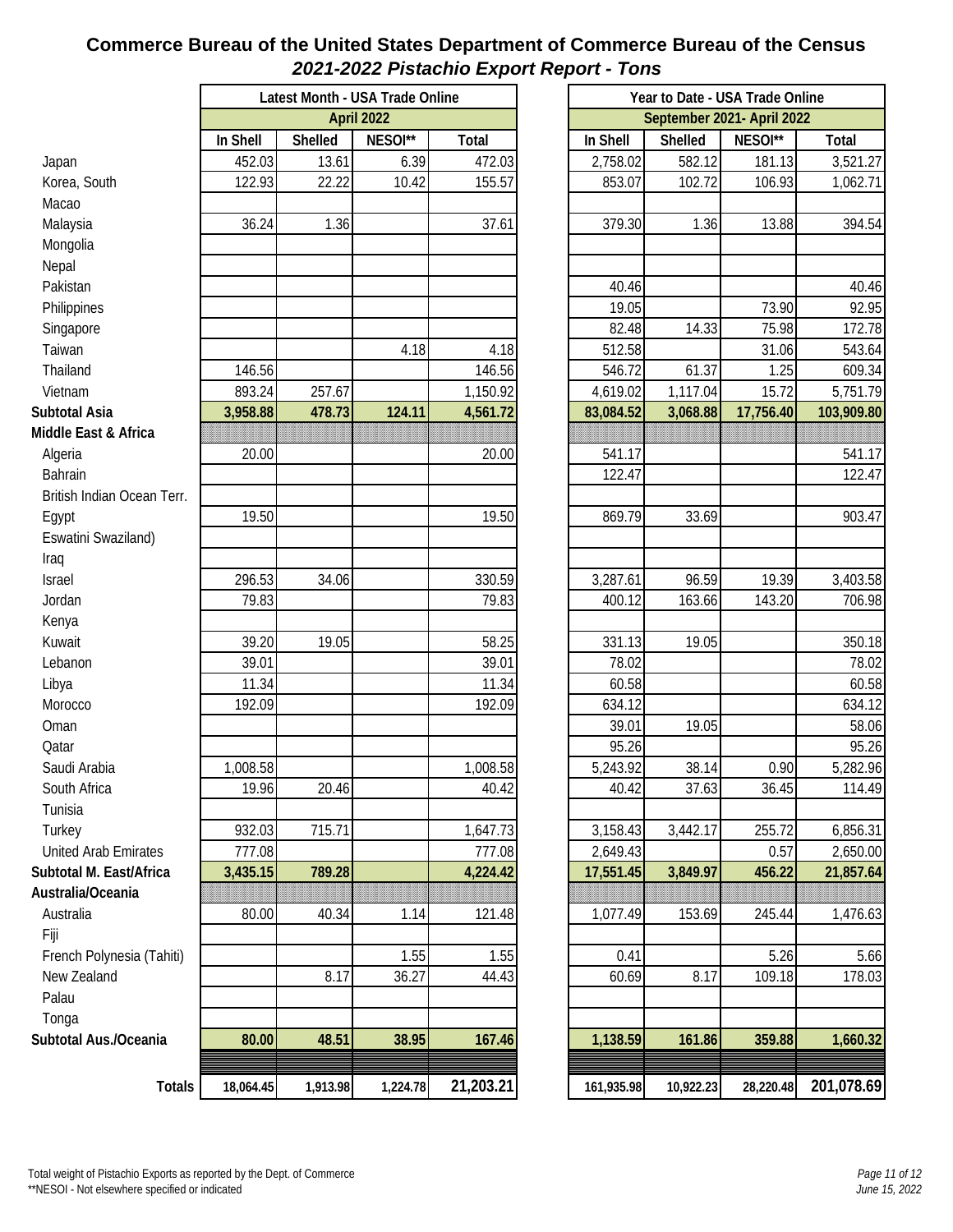# Commerce Bureau of the United States Department of Commerce Bureau of the Census

## *2021-2022 Pistachio Export Report - Tons*

| | Latest Month - USA Trade Online | | | | Year to Date - USA Trade Online | | | |
|---|---|---|---|---|---|---|---|---|
| | April 2022 | | | | September 2021- April 2022 | | | |
| | In Shell | Shelled | NESOI** | Total | In Shell | Shelled | NESOI** | Total |
| Japan | 452.03 | 13.61 | 6.39 | 472.03 | 2,758.02 | 582.12 | 181.13 | 3,521.27 |
| Korea, South | 122.93 | 22.22 | 10.42 | 155.57 | 853.07 | 102.72 | 106.93 | 1,062.71 |
| Macao | | | | | | | | |
| Malaysia | 36.24 | 1.36 | | 37.61 | 379.30 | 1.36 | 13.88 | 394.54 |
| Mongolia | | | | | | | | |
| Nepal | | | | | | | | |
| Pakistan | | | | | 40.46 | | | 40.46 |
| Philippines | | | | | 19.05 | | 73.90 | 92.95 |
| Singapore | | | | | 82.48 | 14.33 | 75.98 | 172.78 |
| Taiwan | | | 4.18 | 4.18 | 512.58 | | 31.06 | 543.64 |
| Thailand | 146.56 | | | 146.56 | 546.72 | 61.37 | 1.25 | 609.34 |
| Vietnam | 893.24 | 257.67 | | 1,150.92 | 4,619.02 | 1,117.04 | 15.72 | 5,751.79 |
| **Subtotal Asia** | **3,958.88** | **478.73** | **124.11** | **4,561.72** | **83,084.52** | **3,068.88** | **17,756.40** | **103,909.80** |
| **Middle East & Africa** | | | | | | | | |
| Algeria | 20.00 | | | 20.00 | 541.17 | | | 541.17 |
| Bahrain | | | | | 122.47 | | | 122.47 |
| British Indian Ocean Terr. | | | | | | | | |
| Egypt | 19.50 | | | 19.50 | 869.79 | 33.69 | | 903.47 |
| Eswatini Swaziland) | | | | | | | | |
| Iraq | | | | | | | | |
| Israel | 296.53 | 34.06 | | 330.59 | 3,287.61 | 96.59 | 19.39 | 3,403.58 |
| Jordan | 79.83 | | | 79.83 | 400.12 | 163.66 | 143.20 | 706.98 |
| Kenya | | | | | | | | |
| Kuwait | 39.20 | 19.05 | | 58.25 | 331.13 | 19.05 | | 350.18 |
| Lebanon | 39.01 | | | 39.01 | 78.02 | | | 78.02 |
| Libya | 11.34 | | | 11.34 | 60.58 | | | 60.58 |
| Morocco | 192.09 | | | 192.09 | 634.12 | | | 634.12 |
| Oman | | | | | 39.01 | 19.05 | | 58.06 |
| Qatar | | | | | 95.26 | | | 95.26 |
| Saudi Arabia | 1,008.58 | | | 1,008.58 | 5,243.92 | 38.14 | 0.90 | 5,282.96 |
| South Africa | 19.96 | 20.46 | | 40.42 | 40.42 | 37.63 | 36.45 | 114.49 |
| Tunisia | | | | | | | | |
| Turkey | 932.03 | 715.71 | | 1,647.73 | 3,158.43 | 3,442.17 | 255.72 | 6,856.31 |
| United Arab Emirates | 777.08 | | | 777.08 | 2,649.43 | | 0.57 | 2,650.00 |
| **Subtotal M. East/Africa** | **3,435.15** | **789.28** | | **4,224.42** | **17,551.45** | **3,849.97** | **456.22** | **21,857.64** |
| **Australia/Oceania** | | | | | | | | |
| Australia | 80.00 | 40.34 | 1.14 | 121.48 | 1,077.49 | 153.69 | 245.44 | 1,476.63 |
| Fiji | | | | | | | | |
| French Polynesia (Tahiti) | | | 1.55 | 1.55 | 0.41 | | 5.26 | 5.66 |
| New Zealand | | 8.17 | 36.27 | 44.43 | 60.69 | 8.17 | 109.18 | 178.03 |
| Palau | | | | | | | | |
| Tonga | | | | | | | | |
| **Subtotal Aus./Oceania** | **80.00** | **48.51** | **38.95** | **167.46** | **1,138.59** | **161.86** | **359.88** | **1,660.32** |
| **Totals** | **18,064.45** | **1,913.98** | **1,224.78** | **21,203.21** | **161,935.98** | **10,922.23** | **28,220.48** | **201,078.69** |

Total weight of Pistachio Exports as reported by the Dept. of Commerce
**NESOI - Not elsewhere specified or indicated

*June 15, 2022*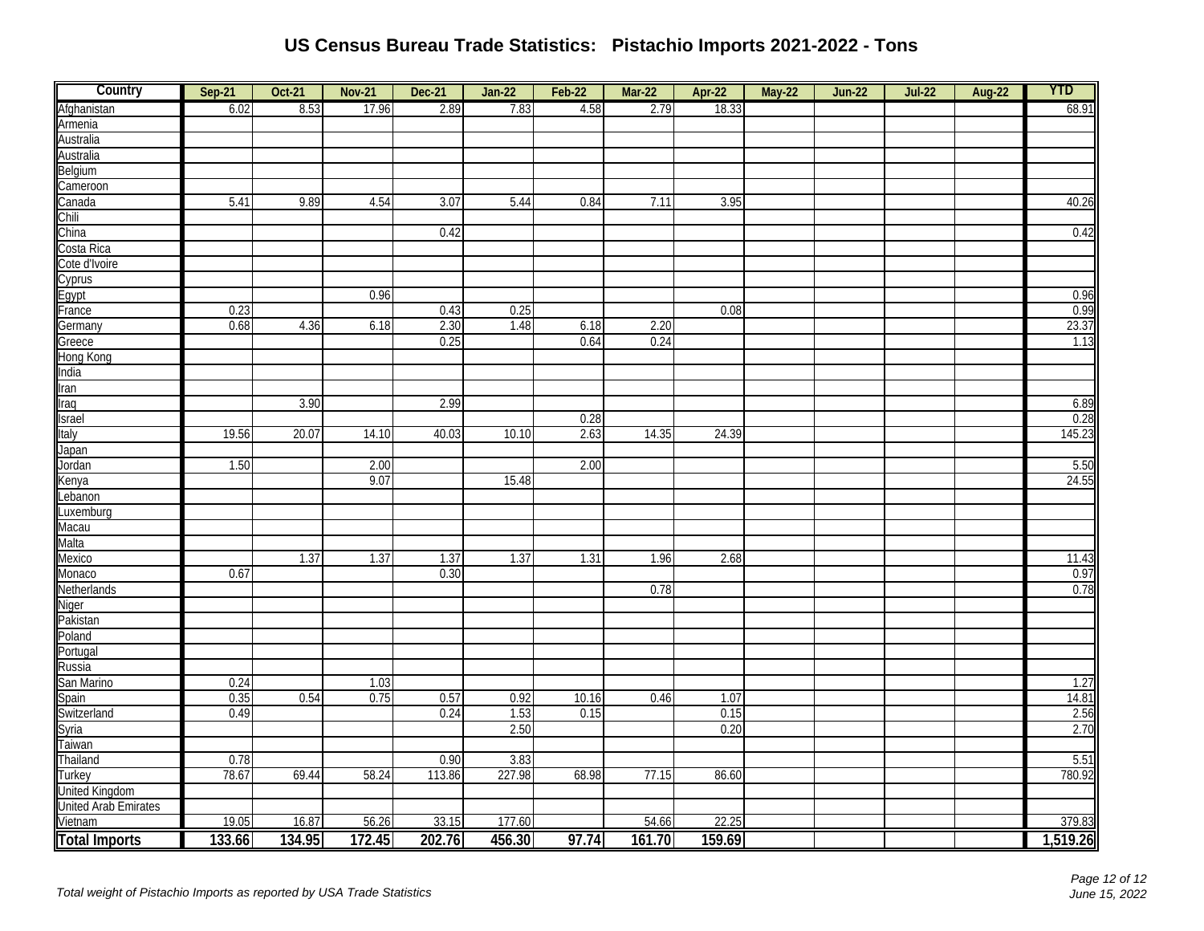# US Census Bureau Trade Statistics: Pistachio Imports 2021-2022 - Tons

| Country | Sep-21 | Oct-21 | Nov-21 | Dec-21 | Jan-22 | Feb-22 | Mar-22 | Apr-22 | May-22 | Jun-22 | Jul-22 | Aug-22 | YTD |
|---|---|---|---|---|---|---|---|---|---|---|---|---|---|
| Afghanistan | 6.02 | 8.53 | 17.96 | 2.89 | 7.83 | 4.58 | 2.79 | 18.33 | | | | | 68.91 |
| Armenia | | | | | | | | | | | | | |
| Australia | | | | | | | | | | | | | |
| Australia | | | | | | | | | | | | | |
| Belgium | | | | | | | | | | | | | |
| Cameroon | | | | | | | | | | | | | |
| Canada | 5.41 | 9.89 | 4.54 | 3.07 | 5.44 | 0.84 | 7.11 | 3.95 | | | | | 40.26 |
| Chili | | | | | | | | | | | | | |
| China | | | | 0.42 | | | | | | | | | 0.42 |
| Costa Rica | | | | | | | | | | | | | |
| Cote d'Ivoire | | | | | | | | | | | | | |
| Cyprus | | | | | | | | | | | | | |
| Egypt | | | 0.96 | | | | | | | | | | 0.96 |
| France | 0.23 | | | 0.43 | 0.25 | | | 0.08 | | | | | 0.99 |
| Germany | 0.68 | 4.36 | 6.18 | 2.30 | 1.48 | 6.18 | 2.20 | | | | | | 23.37 |
| Greece | | | | 0.25 | | 0.64 | 0.24 | | | | | | 1.13 |
| Hong Kong | | | | | | | | | | | | | |
| India | | | | | | | | | | | | | |
| Iran | | | | | | | | | | | | | |
| Iraq | | 3.90 | | 2.99 | | | | | | | | | 6.89 |
| Israel | | | | | | 0.28 | | | | | | | 0.28 |
| Italy | 19.56 | 20.07 | 14.10 | 40.03 | 10.10 | 2.63 | 14.35 | 24.39 | | | | | 145.23 |
| Japan | | | | | | | | | | | | | |
| Jordan | 1.50 | | 2.00 | | | 2.00 | | | | | | | 5.50 |
| Kenya | | | 9.07 | | 15.48 | | | | | | | | 24.55 |
| Lebanon | | | | | | | | | | | | | |
| Luxemburg | | | | | | | | | | | | | |
| Macau | | | | | | | | | | | | | |
| Malta | | | | | | | | | | | | | |
| Mexico | | 1.37 | 1.37 | 1.37 | 1.37 | 1.31 | 1.96 | 2.68 | | | | | 11.43 |
| Monaco | 0.67 | | | 0.30 | | | | | | | | | 0.97 |
| Netherlands | | | | | | | 0.78 | | | | | | 0.78 |
| Niger | | | | | | | | | | | | | |
| Pakistan | | | | | | | | | | | | | |
| Poland | | | | | | | | | | | | | |
| Portugal | | | | | | | | | | | | | |
| Russia | | | | | | | | | | | | | |
| San Marino | 0.24 | | 1.03 | | | | | | | | | | 1.27 |
| Spain | 0.35 | 0.54 | 0.75 | 0.57 | 0.92 | 10.16 | 0.46 | 1.07 | | | | | 14.81 |
| Switzerland | 0.49 | | | 0.24 | 1.53 | 0.15 | | 0.15 | | | | | 2.56 |
| Syria | | | | | 2.50 | | | 0.20 | | | | | 2.70 |
| Taiwan | | | | | | | | | | | | | |
| Thailand | 0.78 | | | 0.90 | 3.83 | | | | | | | | 5.51 |
| Turkey | 78.67 | 69.44 | 58.24 | 113.86 | 227.98 | 68.98 | 77.15 | 86.60 | | | | | 780.92 |
| United Kingdom | | | | | | | | | | | | | |
| United Arab Emirates | | | | | | | | | | | | | |
| Vietnam | 19.05 | 16.87 | 56.26 | 33.15 | 177.60 | | 54.66 | 22.25 | | | | | 379.83 |
| **Total Imports** | **133.66** | **134.95** | **172.45** | **202.76** | **456.30** | **97.74** | **161.70** | **159.69** | | | | | **1,519.26** |

*Total weight of Pistachio Imports as reported by USA Trade Statistics*